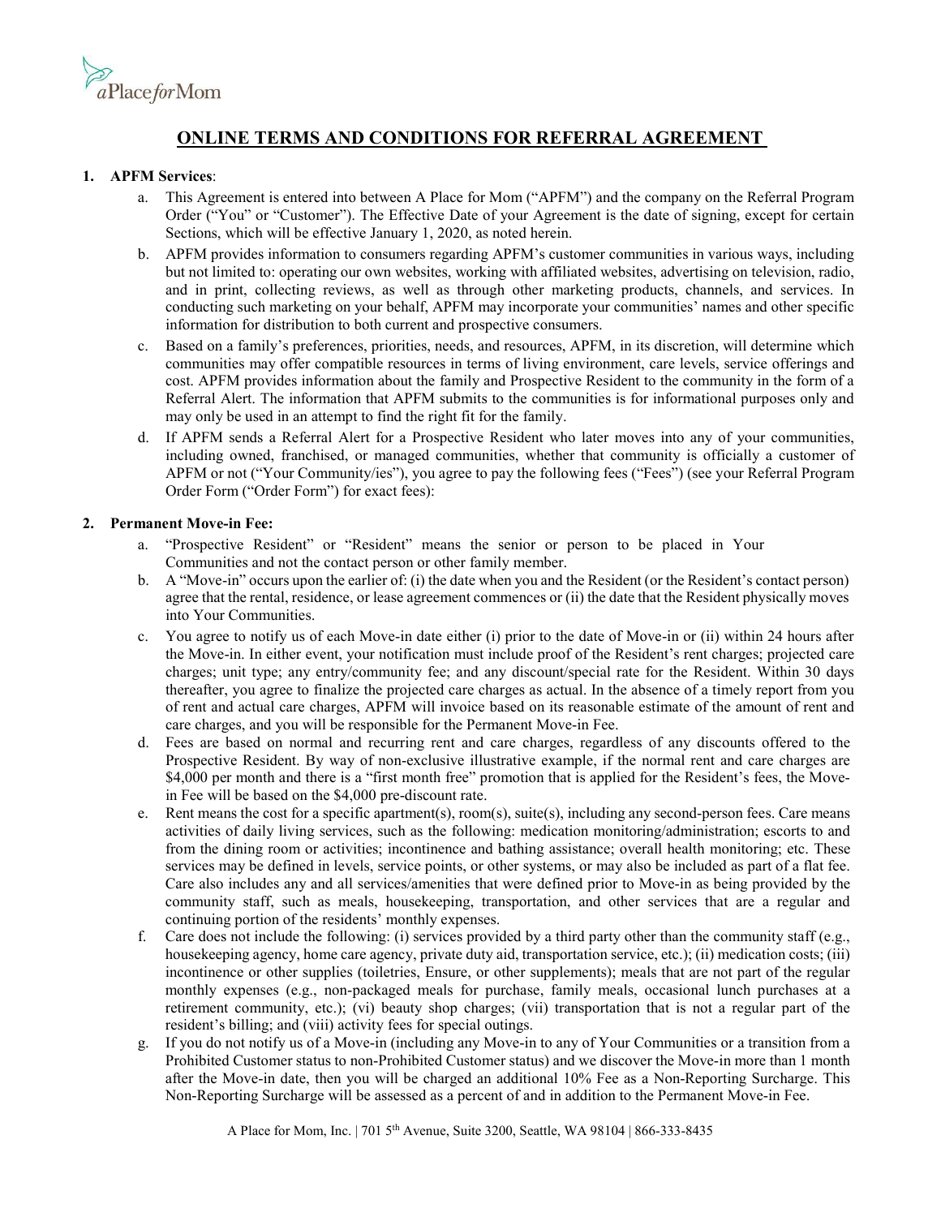# ONLINE TERMS AND CONDITIONS FOR REFERRAL AGREEMENT

**1. APFM Services**:

a. This Agreement is entered into between A Place for Mom ("APFM") and the company on the Referral Program Order ("You" or "Customer"). The Effective Date of your Agreement is the date of signing, except for certain Sections, which will be effective January 1, 2020, as noted herein.

b. APFM provides information to consumers regarding APFM's customer communities in various ways, including but not limited to: operating our own websites, working with affiliated websites, advertising on television, radio, and in print, collecting reviews, as well as through other marketing products, channels, and services. In conducting such marketing on your behalf, APFM may incorporate your communities' names and other specific information for distribution to both current and prospective consumers.

c. Based on a family's preferences, priorities, needs, and resources, APFM, in its discretion, will determine which communities may offer compatible resources in terms of living environment, care levels, service offerings and cost. APFM provides information about the family and Prospective Resident to the community in the form of a Referral Alert. The information that APFM submits to the communities is for informational purposes only and may only be used in an attempt to find the right fit for the family.

d. If APFM sends a Referral Alert for a Prospective Resident who later moves into any of your communities, including owned, franchised, or managed communities, whether that community is officially a customer of APFM or not ("Your Community/ies"), you agree to pay the following fees ("Fees") (see your Referral Program Order Form ("Order Form") for exact fees):

**2. Permanent Move-in Fee:**

a. "Prospective Resident" or "Resident" means the senior or person to be placed in Your Communities and not the contact person or other family member.

b. A "Move-in" occurs upon the earlier of: (i) the date when you and the Resident (or the Resident's contact person) agree that the rental, residence, or lease agreement commences or (ii) the date that the Resident physically moves into Your Communities.

c. You agree to notify us of each Move-in date either (i) prior to the date of Move-in or (ii) within 24 hours after the Move-in. In either event, your notification must include proof of the Resident's rent charges; projected care charges; unit type; any entry/community fee; and any discount/special rate for the Resident. Within 30 days thereafter, you agree to finalize the projected care charges as actual. In the absence of a timely report from you of rent and actual care charges, APFM will invoice based on its reasonable estimate of the amount of rent and care charges, and you will be responsible for the Permanent Move-in Fee.

d. Fees are based on normal and recurring rent and care charges, regardless of any discounts offered to the Prospective Resident. By way of non-exclusive illustrative example, if the normal rent and care charges are $4,000 per month and there is a "first month free" promotion that is applied for the Resident's fees, the Move-in Fee will be based on the $4,000 pre-discount rate.

e. Rent means the cost for a specific apartment(s), room(s), suite(s), including any second-person fees. Care means activities of daily living services, such as the following: medication monitoring/administration; escorts to and from the dining room or activities; incontinence and bathing assistance; overall health monitoring; etc. These services may be defined in levels, service points, or other systems, or may also be included as part of a flat fee. Care also includes any and all services/amenities that were defined prior to Move-in as being provided by the community staff, such as meals, housekeeping, transportation, and other services that are a regular and continuing portion of the residents' monthly expenses.

f. Care does not include the following: (i) services provided by a third party other than the community staff (e.g., housekeeping agency, home care agency, private duty aid, transportation service, etc.); (ii) medication costs; (iii) incontinence or other supplies (toiletries, Ensure, or other supplements); meals that are not part of the regular monthly expenses (e.g., non-packaged meals for purchase, family meals, occasional lunch purchases at a retirement community, etc.); (vi) beauty shop charges; (vii) transportation that is not a regular part of the resident's billing; and (viii) activity fees for special outings.

g. If you do not notify us of a Move-in (including any Move-in to any of Your Communities or a transition from a Prohibited Customer status to non-Prohibited Customer status) and we discover the Move-in more than 1 month after the Move-in date, then you will be charged an additional 10% Fee as a Non-Reporting Surcharge. This Non-Reporting Surcharge will be assessed as a percent of and in addition to the Permanent Move-in Fee.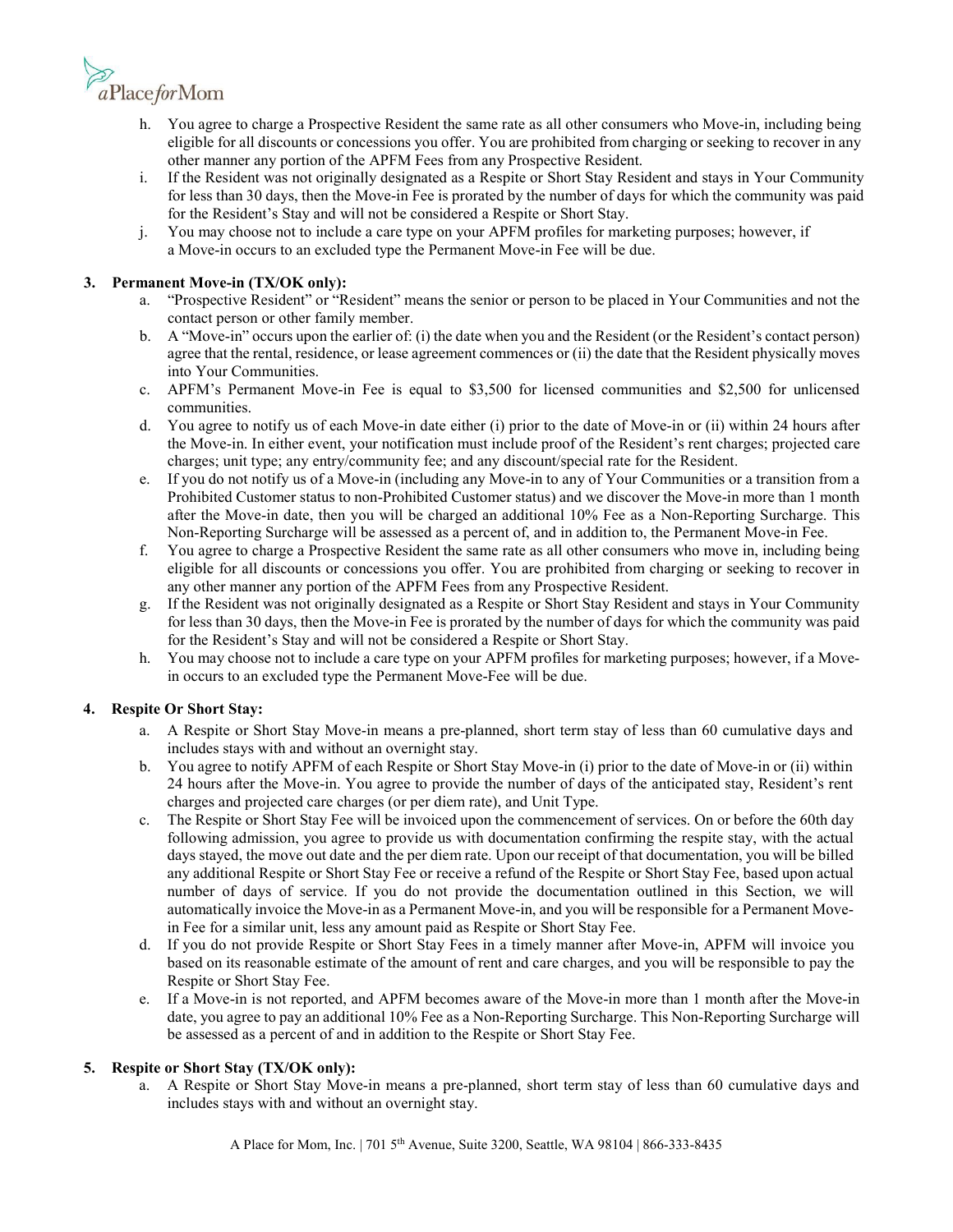h. You agree to charge a Prospective Resident the same rate as all other consumers who Move-in, including being eligible for all discounts or concessions you offer. You are prohibited from charging or seeking to recover in any other manner any portion of the APFM Fees from any Prospective Resident.

i. If the Resident was not originally designated as a Respite or Short Stay Resident and stays in Your Community for less than 30 days, then the Move-in Fee is prorated by the number of days for which the community was paid for the Resident's Stay and will not be considered a Respite or Short Stay.

j. You may choose not to include a care type on your APFM profiles for marketing purposes; however, if a Move-in occurs to an excluded type the Permanent Move-in Fee will be due.

**3. Permanent Move-in (TX/OK only):**

a. "Prospective Resident" or "Resident" means the senior or person to be placed in Your Communities and not the contact person or other family member.

b. A "Move-in" occurs upon the earlier of: (i) the date when you and the Resident (or the Resident's contact person) agree that the rental, residence, or lease agreement commences or (ii) the date that the Resident physically moves into Your Communities.

c. APFM's Permanent Move-in Fee is equal to $3,500 for licensed communities and $2,500 for unlicensed communities.

d. You agree to notify us of each Move-in date either (i) prior to the date of Move-in or (ii) within 24 hours after the Move-in. In either event, your notification must include proof of the Resident's rent charges; projected care charges; unit type; any entry/community fee; and any discount/special rate for the Resident.

e. If you do not notify us of a Move-in (including any Move-in to any of Your Communities or a transition from a Prohibited Customer status to non-Prohibited Customer status) and we discover the Move-in more than 1 month after the Move-in date, then you will be charged an additional 10% Fee as a Non-Reporting Surcharge. This Non-Reporting Surcharge will be assessed as a percent of, and in addition to, the Permanent Move-in Fee.

f. You agree to charge a Prospective Resident the same rate as all other consumers who move in, including being eligible for all discounts or concessions you offer. You are prohibited from charging or seeking to recover in any other manner any portion of the APFM Fees from any Prospective Resident.

g. If the Resident was not originally designated as a Respite or Short Stay Resident and stays in Your Community for less than 30 days, then the Move-in Fee is prorated by the number of days for which the community was paid for the Resident's Stay and will not be considered a Respite or Short Stay.

h. You may choose not to include a care type on your APFM profiles for marketing purposes; however, if a Move-in occurs to an excluded type the Permanent Move-Fee will be due.

**4. Respite Or Short Stay:**

a. A Respite or Short Stay Move-in means a pre-planned, short term stay of less than 60 cumulative days and includes stays with and without an overnight stay.

b. You agree to notify APFM of each Respite or Short Stay Move-in (i) prior to the date of Move-in or (ii) within 24 hours after the Move-in. You agree to provide the number of days of the anticipated stay, Resident's rent charges and projected care charges (or per diem rate), and Unit Type.

c. The Respite or Short Stay Fee will be invoiced upon the commencement of services. On or before the 60th day following admission, you agree to provide us with documentation confirming the respite stay, with the actual days stayed, the move out date and the per diem rate. Upon our receipt of that documentation, you will be billed any additional Respite or Short Stay Fee or receive a refund of the Respite or Short Stay Fee, based upon actual number of days of service. If you do not provide the documentation outlined in this Section, we will automatically invoice the Move-in as a Permanent Move-in, and you will be responsible for a Permanent Move-in Fee for a similar unit, less any amount paid as Respite or Short Stay Fee.

d. If you do not provide Respite or Short Stay Fees in a timely manner after Move-in, APFM will invoice you based on its reasonable estimate of the amount of rent and care charges, and you will be responsible to pay the Respite or Short Stay Fee.

e. If a Move-in is not reported, and APFM becomes aware of the Move-in more than 1 month after the Move-in date, you agree to pay an additional 10% Fee as a Non-Reporting Surcharge. This Non-Reporting Surcharge will be assessed as a percent of and in addition to the Respite or Short Stay Fee.

**5. Respite or Short Stay (TX/OK only):**

a. A Respite or Short Stay Move-in means a pre-planned, short term stay of less than 60 cumulative days and includes stays with and without an overnight stay.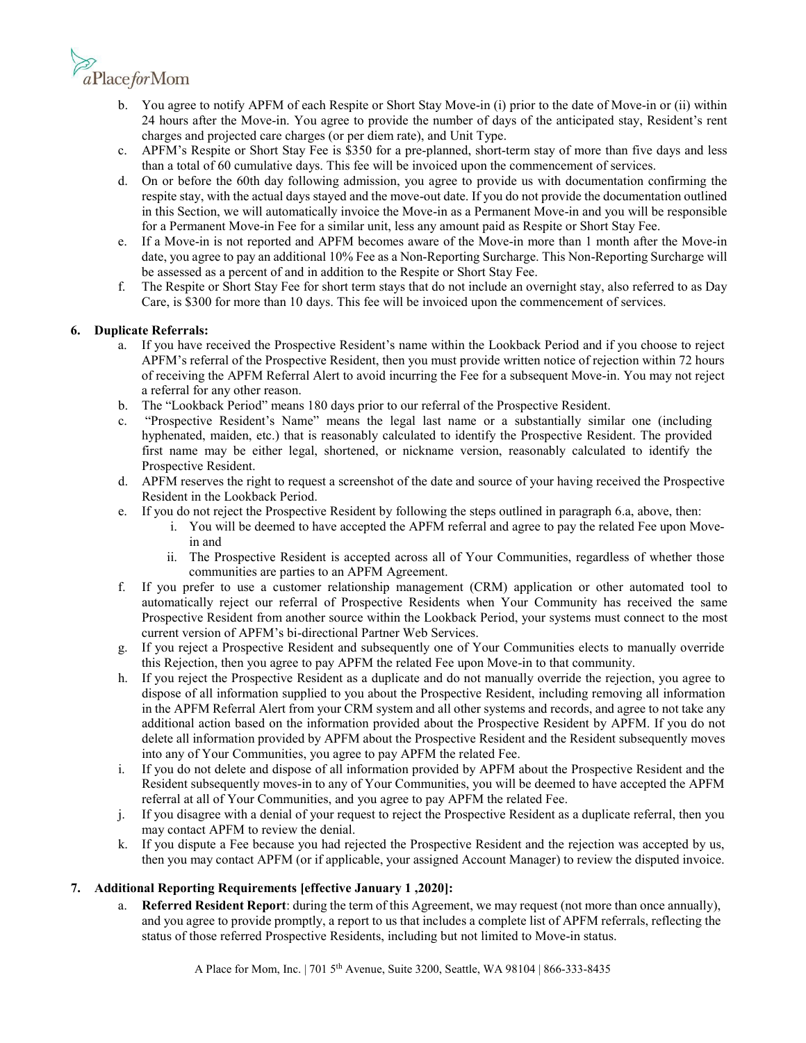b. You agree to notify APFM of each Respite or Short Stay Move-in (i) prior to the date of Move-in or (ii) within 24 hours after the Move-in. You agree to provide the number of days of the anticipated stay, Resident's rent charges and projected care charges (or per diem rate), and Unit Type.

c. APFM's Respite or Short Stay Fee is $350 for a pre-planned, short-term stay of more than five days and less than a total of 60 cumulative days. This fee will be invoiced upon the commencement of services.

d. On or before the 60th day following admission, you agree to provide us with documentation confirming the respite stay, with the actual days stayed and the move-out date. If you do not provide the documentation outlined in this Section, we will automatically invoice the Move-in as a Permanent Move-in and you will be responsible for a Permanent Move-in Fee for a similar unit, less any amount paid as Respite or Short Stay Fee.

e. If a Move-in is not reported and APFM becomes aware of the Move-in more than 1 month after the Move-in date, you agree to pay an additional 10% Fee as a Non-Reporting Surcharge. This Non-Reporting Surcharge will be assessed as a percent of and in addition to the Respite or Short Stay Fee.

f. The Respite or Short Stay Fee for short term stays that do not include an overnight stay, also referred to as Day Care, is $300 for more than 10 days. This fee will be invoiced upon the commencement of services.

**6. Duplicate Referrals:**

a. If you have received the Prospective Resident's name within the Lookback Period and if you choose to reject APFM's referral of the Prospective Resident, then you must provide written notice of rejection within 72 hours of receiving the APFM Referral Alert to avoid incurring the Fee for a subsequent Move-in. You may not reject a referral for any other reason.

b. The "Lookback Period" means 180 days prior to our referral of the Prospective Resident.

c. "Prospective Resident's Name" means the legal last name or a substantially similar one (including hyphenated, maiden, etc.) that is reasonably calculated to identify the Prospective Resident. The provided first name may be either legal, shortened, or nickname version, reasonably calculated to identify the Prospective Resident.

d. APFM reserves the right to request a screenshot of the date and source of your having received the Prospective Resident in the Lookback Period.

e. If you do not reject the Prospective Resident by following the steps outlined in paragraph 6.a, above, then:

   i. You will be deemed to have accepted the APFM referral and agree to pay the related Fee upon Move-in and

   ii. The Prospective Resident is accepted across all of Your Communities, regardless of whether those communities are parties to an APFM Agreement.

f. If you prefer to use a customer relationship management (CRM) application or other automated tool to automatically reject our referral of Prospective Residents when Your Community has received the same Prospective Resident from another source within the Lookback Period, your systems must connect to the most current version of APFM's bi-directional Partner Web Services.

g. If you reject a Prospective Resident and subsequently one of Your Communities elects to manually override this Rejection, then you agree to pay APFM the related Fee upon Move-in to that community.

h. If you reject the Prospective Resident as a duplicate and do not manually override the rejection, you agree to dispose of all information supplied to you about the Prospective Resident, including removing all information in the APFM Referral Alert from your CRM system and all other systems and records, and agree to not take any additional action based on the information provided about the Prospective Resident by APFM. If you do not delete all information provided by APFM about the Prospective Resident and the Resident subsequently moves into any of Your Communities, you agree to pay APFM the related Fee.

i. If you do not delete and dispose of all information provided by APFM about the Prospective Resident and the Resident subsequently moves-in to any of Your Communities, you will be deemed to have accepted the APFM referral at all of Your Communities, and you agree to pay APFM the related Fee.

j. If you disagree with a denial of your request to reject the Prospective Resident as a duplicate referral, then you may contact APFM to review the denial.

k. If you dispute a Fee because you had rejected the Prospective Resident and the rejection was accepted by us, then you may contact APFM (or if applicable, your assigned Account Manager) to review the disputed invoice.

**7. Additional Reporting Requirements [effective January 1 ,2020]:**

a. **Referred Resident Report**: during the term of this Agreement, we may request (not more than once annually), and you agree to provide promptly, a report to us that includes a complete list of APFM referrals, reflecting the status of those referred Prospective Residents, including but not limited to Move-in status.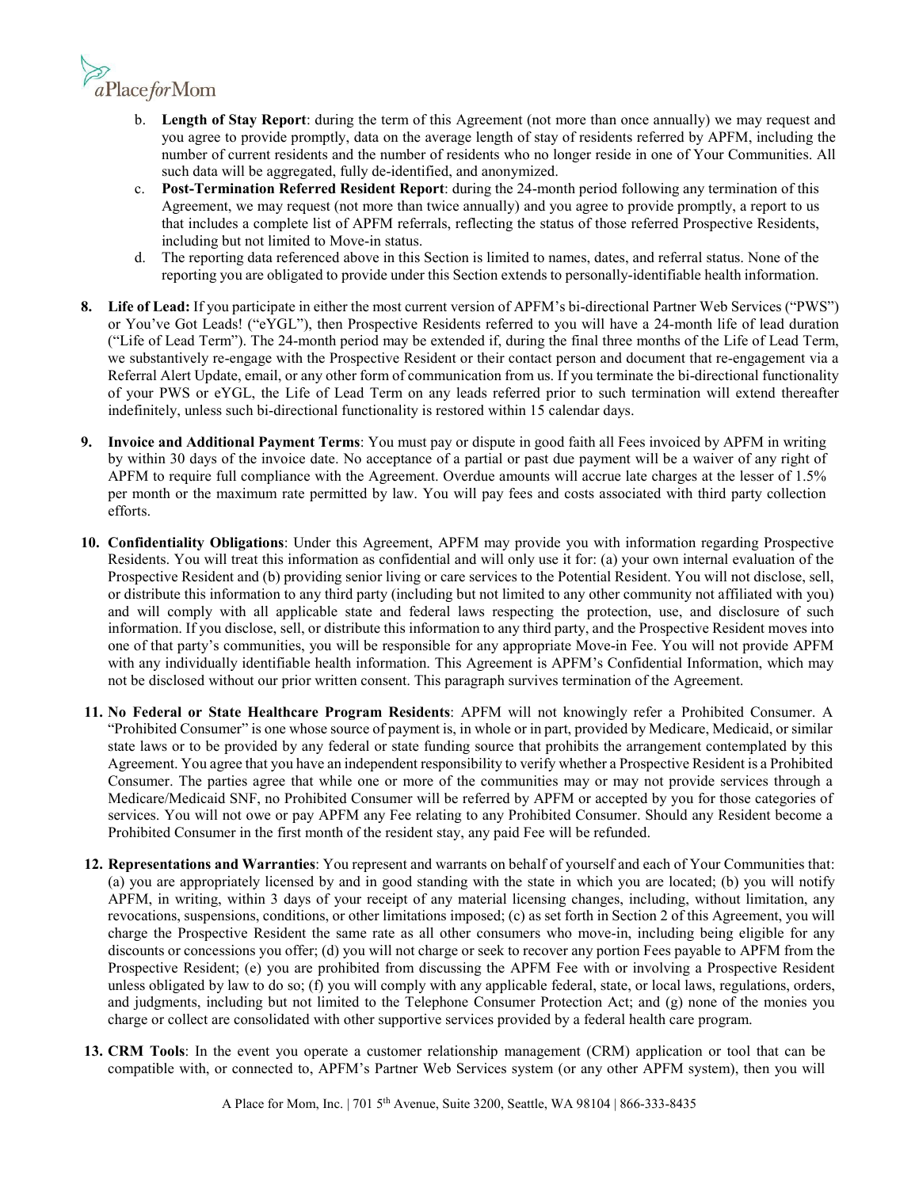b. **Length of Stay Report**: during the term of this Agreement (not more than once annually) we may request and you agree to provide promptly, data on the average length of stay of residents referred by APFM, including the number of current residents and the number of residents who no longer reside in one of Your Communities. All such data will be aggregated, fully de-identified, and anonymized.

c. **Post-Termination Referred Resident Report**: during the 24-month period following any termination of this Agreement, we may request (not more than twice annually) and you agree to provide promptly, a report to us that includes a complete list of APFM referrals, reflecting the status of those referred Prospective Residents, including but not limited to Move-in status.

d. The reporting data referenced above in this Section is limited to names, dates, and referral status. None of the reporting you are obligated to provide under this Section extends to personally-identifiable health information.

8. **Life of Lead:** If you participate in either the most current version of APFM's bi-directional Partner Web Services ("PWS") or You've Got Leads! ("eYGL"), then Prospective Residents referred to you will have a 24-month life of lead duration ("Life of Lead Term"). The 24-month period may be extended if, during the final three months of the Life of Lead Term, we substantively re-engage with the Prospective Resident or their contact person and document that re-engagement via a Referral Alert Update, email, or any other form of communication from us. If you terminate the bi-directional functionality of your PWS or eYGL, the Life of Lead Term on any leads referred prior to such termination will extend thereafter indefinitely, unless such bi-directional functionality is restored within 15 calendar days.

9. **Invoice and Additional Payment Terms**: You must pay or dispute in good faith all Fees invoiced by APFM in writing by within 30 days of the invoice date. No acceptance of a partial or past due payment will be a waiver of any right of APFM to require full compliance with the Agreement. Overdue amounts will accrue late charges at the lesser of 1.5% per month or the maximum rate permitted by law. You will pay fees and costs associated with third party collection efforts.

10. **Confidentiality Obligations**: Under this Agreement, APFM may provide you with information regarding Prospective Residents. You will treat this information as confidential and will only use it for: (a) your own internal evaluation of the Prospective Resident and (b) providing senior living or care services to the Potential Resident. You will not disclose, sell, or distribute this information to any third party (including but not limited to any other community not affiliated with you) and will comply with all applicable state and federal laws respecting the protection, use, and disclosure of such information. If you disclose, sell, or distribute this information to any third party, and the Prospective Resident moves into one of that party's communities, you will be responsible for any appropriate Move-in Fee. You will not provide APFM with any individually identifiable health information. This Agreement is APFM's Confidential Information, which may not be disclosed without our prior written consent. This paragraph survives termination of the Agreement.

11. **No Federal or State Healthcare Program Residents**: APFM will not knowingly refer a Prohibited Consumer. A "Prohibited Consumer" is one whose source of payment is, in whole or in part, provided by Medicare, Medicaid, or similar state laws or to be provided by any federal or state funding source that prohibits the arrangement contemplated by this Agreement. You agree that you have an independent responsibility to verify whether a Prospective Resident is a Prohibited Consumer. The parties agree that while one or more of the communities may or may not provide services through a Medicare/Medicaid SNF, no Prohibited Consumer will be referred by APFM or accepted by you for those categories of services. You will not owe or pay APFM any Fee relating to any Prohibited Consumer. Should any Resident become a Prohibited Consumer in the first month of the resident stay, any paid Fee will be refunded.

12. **Representations and Warranties**: You represent and warrants on behalf of yourself and each of Your Communities that: (a) you are appropriately licensed by and in good standing with the state in which you are located; (b) you will notify APFM, in writing, within 3 days of your receipt of any material licensing changes, including, without limitation, any revocations, suspensions, conditions, or other limitations imposed; (c) as set forth in Section 2 of this Agreement, you will charge the Prospective Resident the same rate as all other consumers who move-in, including being eligible for any discounts or concessions you offer; (d) you will not charge or seek to recover any portion Fees payable to APFM from the Prospective Resident; (e) you are prohibited from discussing the APFM Fee with or involving a Prospective Resident unless obligated by law to do so; (f) you will comply with any applicable federal, state, or local laws, regulations, orders, and judgments, including but not limited to the Telephone Consumer Protection Act; and (g) none of the monies you charge or collect are consolidated with other supportive services provided by a federal health care program.

13. **CRM Tools**: In the event you operate a customer relationship management (CRM) application or tool that can be compatible with, or connected to, APFM's Partner Web Services system (or any other APFM system), then you will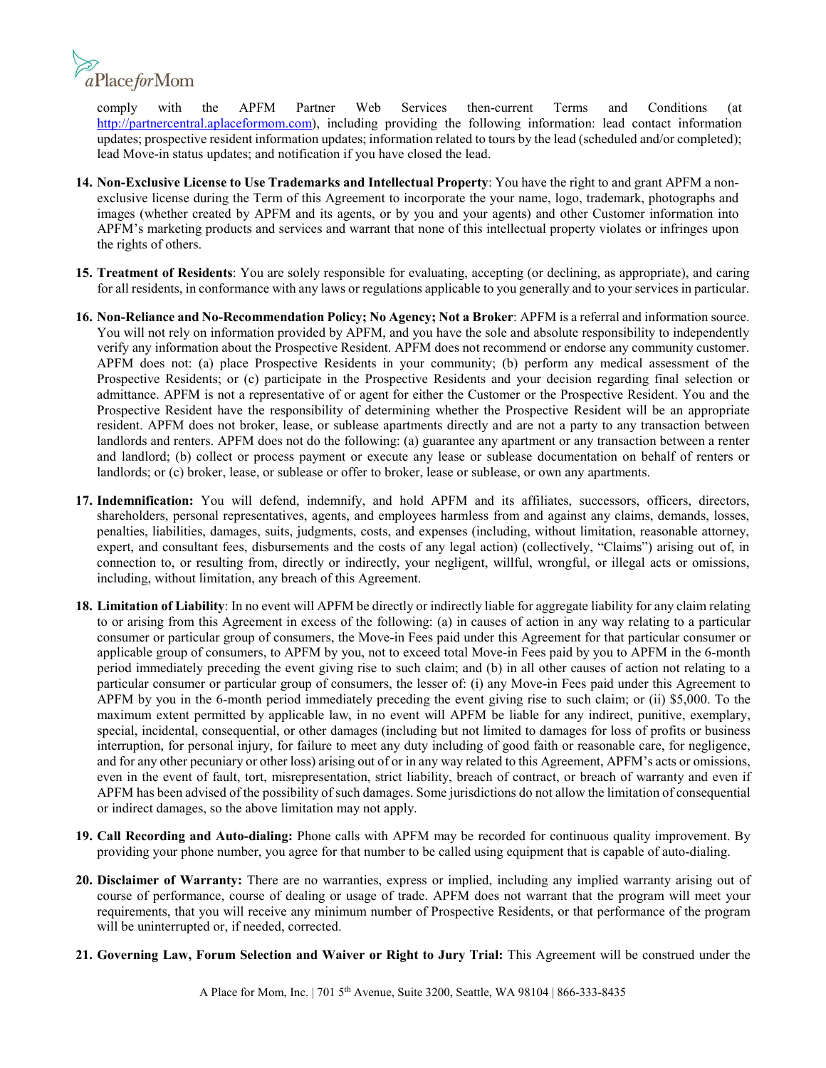comply with the APFM Partner Web Services then-current Terms and Conditions (at http://partnercentral.aplaceformom.com), including providing the following information: lead contact information updates; prospective resident information updates; information related to tours by the lead (scheduled and/or completed); lead Move-in status updates; and notification if you have closed the lead.

14. **Non-Exclusive License to Use Trademarks and Intellectual Property**: You have the right to and grant APFM a non-exclusive license during the Term of this Agreement to incorporate the your name, logo, trademark, photographs and images (whether created by APFM and its agents, or by you and your agents) and other Customer information into APFM's marketing products and services and warrant that none of this intellectual property violates or infringes upon the rights of others.

15. **Treatment of Residents**: You are solely responsible for evaluating, accepting (or declining, as appropriate), and caring for all residents, in conformance with any laws or regulations applicable to you generally and to your services in particular.

16. **Non-Reliance and No-Recommendation Policy; No Agency; Not a Broker**: APFM is a referral and information source. You will not rely on information provided by APFM, and you have the sole and absolute responsibility to independently verify any information about the Prospective Resident. APFM does not recommend or endorse any community customer. APFM does not: (a) place Prospective Residents in your community; (b) perform any medical assessment of the Prospective Residents; or (c) participate in the Prospective Residents and your decision regarding final selection or admittance. APFM is not a representative of or agent for either the Customer or the Prospective Resident. You and the Prospective Resident have the responsibility of determining whether the Prospective Resident will be an appropriate resident. APFM does not broker, lease, or sublease apartments directly and are not a party to any transaction between landlords and renters. APFM does not do the following: (a) guarantee any apartment or any transaction between a renter and landlord; (b) collect or process payment or execute any lease or sublease documentation on behalf of renters or landlords; or (c) broker, lease, or sublease or offer to broker, lease or sublease, or own any apartments.

17. **Indemnification:** You will defend, indemnify, and hold APFM and its affiliates, successors, officers, directors, shareholders, personal representatives, agents, and employees harmless from and against any claims, demands, losses, penalties, liabilities, damages, suits, judgments, costs, and expenses (including, without limitation, reasonable attorney, expert, and consultant fees, disbursements and the costs of any legal action) (collectively, "Claims") arising out of, in connection to, or resulting from, directly or indirectly, your negligent, willful, wrongful, or illegal acts or omissions, including, without limitation, any breach of this Agreement.

18. **Limitation of Liability**: In no event will APFM be directly or indirectly liable for aggregate liability for any claim relating to or arising from this Agreement in excess of the following: (a) in causes of action in any way relating to a particular consumer or particular group of consumers, the Move-in Fees paid under this Agreement for that particular consumer or applicable group of consumers, to APFM by you, not to exceed total Move-in Fees paid by you to APFM in the 6-month period immediately preceding the event giving rise to such claim; and (b) in all other causes of action not relating to a particular consumer or particular group of consumers, the lesser of: (i) any Move-in Fees paid under this Agreement to APFM by you in the 6-month period immediately preceding the event giving rise to such claim; or (ii) $5,000. To the maximum extent permitted by applicable law, in no event will APFM be liable for any indirect, punitive, exemplary, special, incidental, consequential, or other damages (including but not limited to damages for loss of profits or business interruption, for personal injury, for failure to meet any duty including of good faith or reasonable care, for negligence, and for any other pecuniary or other loss) arising out of or in any way related to this Agreement, APFM's acts or omissions, even in the event of fault, tort, misrepresentation, strict liability, breach of contract, or breach of warranty and even if APFM has been advised of the possibility of such damages. Some jurisdictions do not allow the limitation of consequential or indirect damages, so the above limitation may not apply.

19. **Call Recording and Auto-dialing:** Phone calls with APFM may be recorded for continuous quality improvement. By providing your phone number, you agree for that number to be called using equipment that is capable of auto-dialing.

20. **Disclaimer of Warranty:** There are no warranties, express or implied, including any implied warranty arising out of course of performance, course of dealing or usage of trade. APFM does not warrant that the program will meet your requirements, that you will receive any minimum number of Prospective Residents, or that performance of the program will be uninterrupted or, if needed, corrected.

21. **Governing Law, Forum Selection and Waiver or Right to Jury Trial:** This Agreement will be construed under the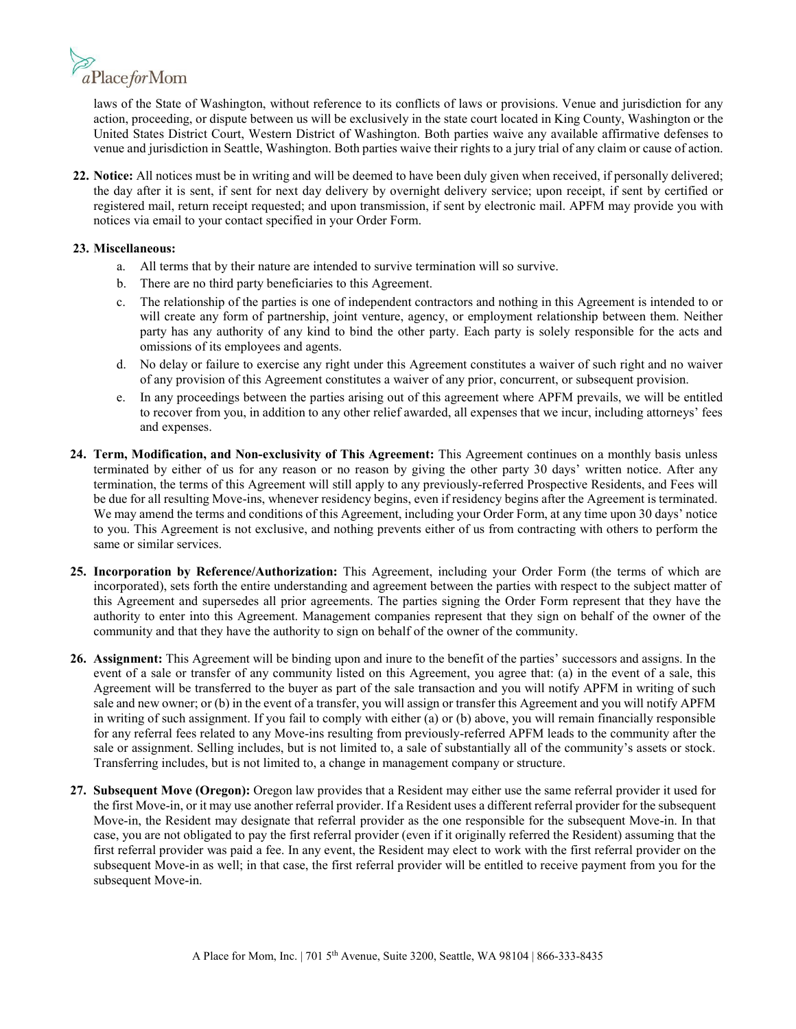laws of the State of Washington, without reference to its conflicts of laws or provisions. Venue and jurisdiction for any action, proceeding, or dispute between us will be exclusively in the state court located in King County, Washington or the United States District Court, Western District of Washington. Both parties waive any available affirmative defenses to venue and jurisdiction in Seattle, Washington. Both parties waive their rights to a jury trial of any claim or cause of action.

22. **Notice:** All notices must be in writing and will be deemed to have been duly given when received, if personally delivered; the day after it is sent, if sent for next day delivery by overnight delivery service; upon receipt, if sent by certified or registered mail, return receipt requested; and upon transmission, if sent by electronic mail. APFM may provide you with notices via email to your contact specified in your Order Form.

23. **Miscellaneous:**
    a. All terms that by their nature are intended to survive termination will so survive.
    b. There are no third party beneficiaries to this Agreement.
    c. The relationship of the parties is one of independent contractors and nothing in this Agreement is intended to or will create any form of partnership, joint venture, agency, or employment relationship between them. Neither party has any authority of any kind to bind the other party. Each party is solely responsible for the acts and omissions of its employees and agents.
    d. No delay or failure to exercise any right under this Agreement constitutes a waiver of such right and no waiver of any provision of this Agreement constitutes a waiver of any prior, concurrent, or subsequent provision.
    e. In any proceedings between the parties arising out of this agreement where APFM prevails, we will be entitled to recover from you, in addition to any other relief awarded, all expenses that we incur, including attorneys' fees and expenses.

24. **Term, Modification, and Non-exclusivity of This Agreement:** This Agreement continues on a monthly basis unless terminated by either of us for any reason or no reason by giving the other party 30 days' written notice. After any termination, the terms of this Agreement will still apply to any previously-referred Prospective Residents, and Fees will be due for all resulting Move-ins, whenever residency begins, even if residency begins after the Agreement is terminated. We may amend the terms and conditions of this Agreement, including your Order Form, at any time upon 30 days' notice to you. This Agreement is not exclusive, and nothing prevents either of us from contracting with others to perform the same or similar services.

25. **Incorporation by Reference/Authorization:** This Agreement, including your Order Form (the terms of which are incorporated), sets forth the entire understanding and agreement between the parties with respect to the subject matter of this Agreement and supersedes all prior agreements. The parties signing the Order Form represent that they have the authority to enter into this Agreement. Management companies represent that they sign on behalf of the owner of the community and that they have the authority to sign on behalf of the owner of the community.

26. **Assignment:** This Agreement will be binding upon and inure to the benefit of the parties' successors and assigns. In the event of a sale or transfer of any community listed on this Agreement, you agree that: (a) in the event of a sale, this Agreement will be transferred to the buyer as part of the sale transaction and you will notify APFM in writing of such sale and new owner; or (b) in the event of a transfer, you will assign or transfer this Agreement and you will notify APFM in writing of such assignment. If you fail to comply with either (a) or (b) above, you will remain financially responsible for any referral fees related to any Move-ins resulting from previously-referred APFM leads to the community after the sale or assignment. Selling includes, but is not limited to, a sale of substantially all of the community's assets or stock. Transferring includes, but is not limited to, a change in management company or structure.

27. **Subsequent Move (Oregon):** Oregon law provides that a Resident may either use the same referral provider it used for the first Move-in, or it may use another referral provider. If a Resident uses a different referral provider for the subsequent Move-in, the Resident may designate that referral provider as the one responsible for the subsequent Move-in. In that case, you are not obligated to pay the first referral provider (even if it originally referred the Resident) assuming that the first referral provider was paid a fee. In any event, the Resident may elect to work with the first referral provider on the subsequent Move-in as well; in that case, the first referral provider will be entitled to receive payment from you for the subsequent Move-in.